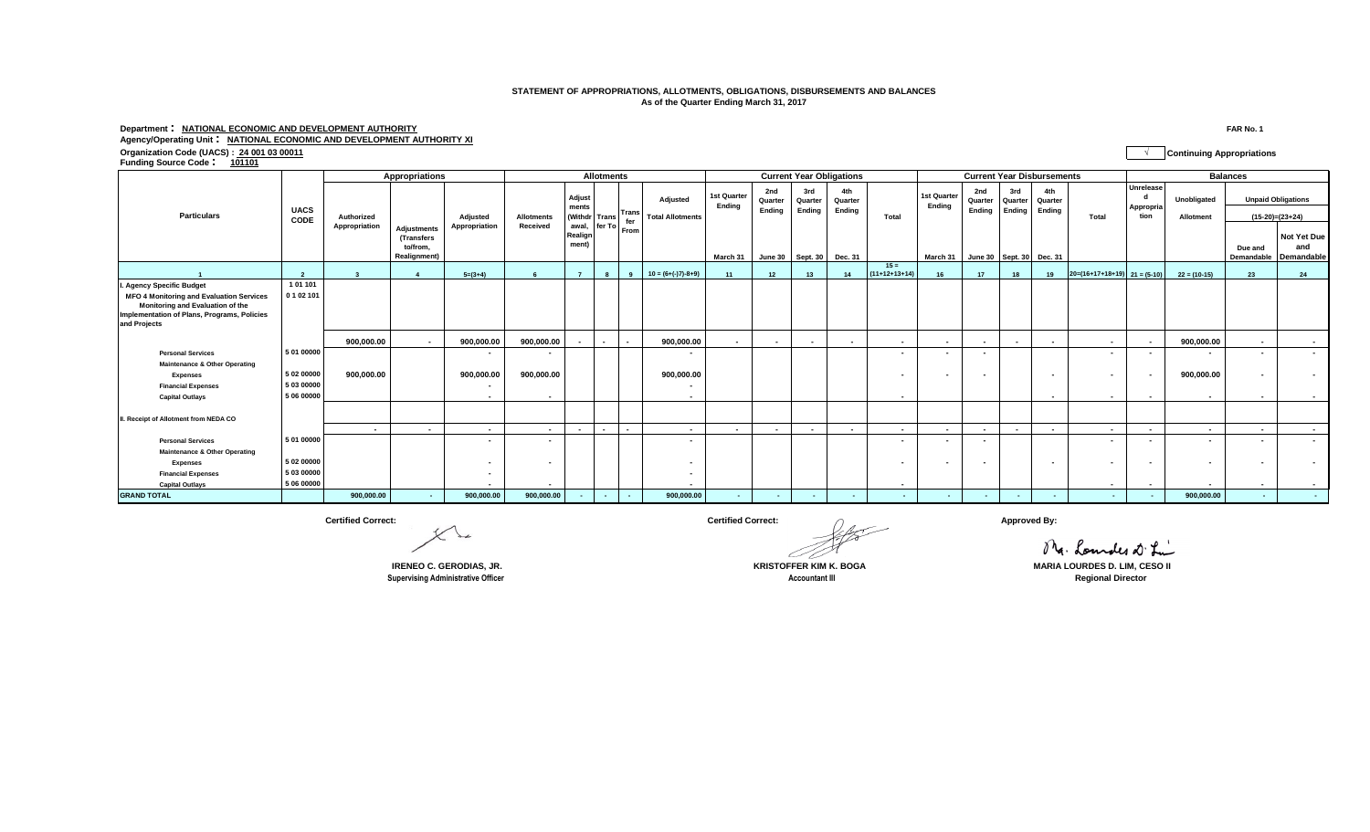# STATEMENT OF APPROPRIATIONS, ALLOTMENTS, OBLIGATIONS, DISBURSEMENTS AND BALANCES

As of the Quarter Ending March 31, 2017

**Department : NATIONAL ECONOMIC AND DEVELOPMENT AUTHORITY**

**FAR No. 1**

**Agency/Operating Unit : NATIONAL ECONOMIC AND DEVELOPMENT AUTHORITY XI**

**Organization Code (UACS) : 24 001 03 00011**

√ **Continuing Appropriations**

**Funding Source Code : 101101**

| Particulars | UACS CODE | Appropriations | | | Allotments | | | | | Current Year Obligations | | | | | Current Year Disbursements | | | | | Balances | | | |
|---|---|---|---|---|---|---|---|---|---|---|---|---|---|---|---|---|---|---|---|---|---|---|---|
| | | Authorized Appropriation | Adjustments (Transfers to/from, Realignment) | Adjusted Appropriation | Allotments Received | Adjustments (Withdrawal, Realignment) | Transfer To | Transfer From | Adjusted Total Allotments | 1st Quarter Ending March 31 | 2nd Quarter Ending June 30 | 3rd Quarter Ending Sept. 30 | 4th Quarter Ending Dec. 31 | Total | 1st Quarter Ending March 31 | 2nd Quarter Ending June 30 | 3rd Quarter Ending Sept. 30 | 4th Quarter Ending Dec. 31 | Total | Unreleased Appropriation | Unobligated Allotment | Unpaid Obligations (15-20)=(23+24) Due and Demandable | Unpaid Obligations (15-20)=(23+24) Not Yet Due and Demandable |
| 1 | 2 | 3 | 4 | 5=(3+4) | 6 | 7 | 8 | 9 | 10 = (6+(-)7)-8+9) | 11 | 12 | 13 | 14 | 15 = (11+12+13+14) | 16 | 17 | 18 | 19 | 20=(16+17+18+19) | 21 = (5-10) | 22 = (10-15) | 23 | 24 |
| **I. Agency Specific Budget** | 1 01 101 | | | | | | | | | | | | | | | | | | | | | | |
| **MFO 4 Monitoring and Evaluation Services Monitoring and Evaluation of the Implementation of Plans, Programs, Policies and Projects** | 0 1 02 101 | | | | | | | | | | | | | | | | | | | | | | |
| | | 900,000.00 | - | 900,000.00 | 900,000.00 | - | - | - | 900,000.00 | - | - | - | - | - | - | - | - | - | - | - | 900,000.00 | - | - |
| Personal Services | 5 01 00000 | | | - | - | | | | - | | | | | - | - | - | | | - | - | - | - | - |
| Maintenance & Other Operating Expenses | 5 02 00000 | 900,000.00 | | 900,000.00 | 900,000.00 | | | | 900,000.00 | | | | | - | - | - | | - | - | - | 900,000.00 | - | - |
| Financial Expenses | 5 03 00000 | | | - | | | | | - | | | | | | | | | | | | | | |
| Capital Outlays | 5 06 00000 | | | - | - | | | | - | | | | | - | | | | - | - | - | - | - | - |
| **II. Receipt of Allotment from NEDA CO** | | | | | | | | | | | | | | | | | | | | | | | |
| | | - | - | - | - | - | - | - | - | - | - | - | - | - | - | - | - | - | - | - | - | - | - |
| Personal Services | 5 01 00000 | | | - | - | | | | - | | | | | - | - | - | | | - | - | - | - | - |
| Maintenance & Other Operating Expenses | 5 02 00000 | | | - | - | | | | - | | | | | - | - | - | | - | - | - | - | - | - |
| Financial Expenses | 5 03 00000 | | | - | | | | | - | | | | | | | | | | | | | | |
| Capital Outlays | 5 06 00000 | | | - | - | | | | - | | | | | - | | | | | - | - | - | - | - |
| **GRAND TOTAL** | | 900,000.00 | - | 900,000.00 | 900,000.00 | - | - | - | 900,000.00 | - | - | - | - | - | - | - | - | - | - | - | 900,000.00 | - | - |

**Certified Correct:**

**IRENEO C. GERODIAS, JR.**
Supervising Administrative Officer

**Certified Correct:**

**KRISTOFFER KIM K. BOGA**
Accountant III

**Approved By:**

**MARIA LOURDES D. LIM, CESO II**
Regional Director